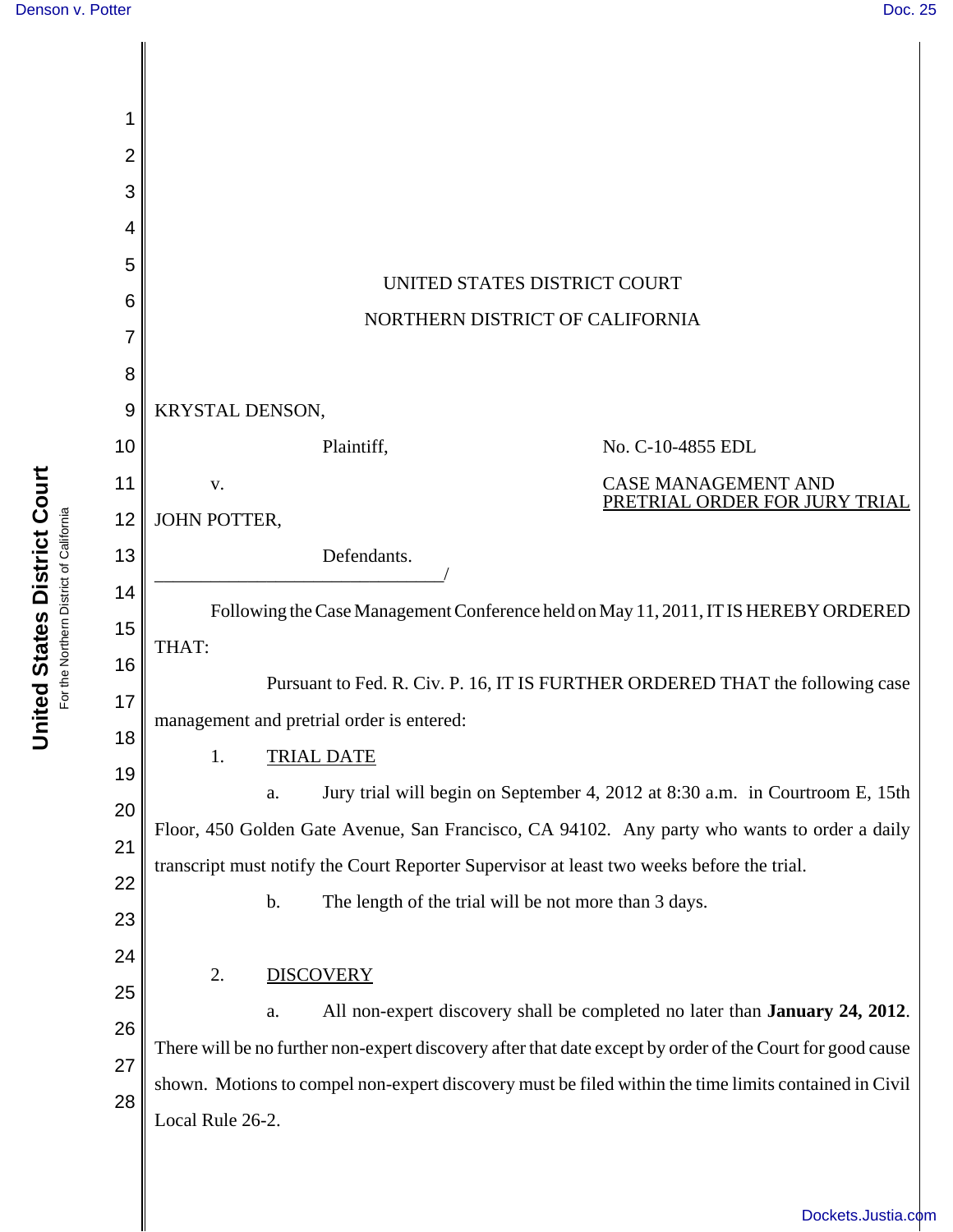UNITED STATES DISTRICT COURT

NORTHERN DISTRICT OF CALIFORNIA

KRYSTAL DENSON,

Plaintiff,

v.

JOHN POTTER,

Defendants.

No. C-10-4855 EDL

CASE MANAGEMENT AND PRETRIAL ORDER FOR JURY TRIAL

Following the Case Management Conference held on May 11, 2011, IT IS HEREBY ORDERED THAT:

Pursuant to Fed. R. Civ. P. 16, IT IS FURTHER ORDERED THAT the following case management and pretrial order is entered:

1. TRIAL DATE

a. Jury trial will begin on September 4, 2012 at 8:30 a.m. in Courtroom E, 15th Floor, 450 Golden Gate Avenue, San Francisco, CA 94102. Any party who wants to order a daily transcript must notify the Court Reporter Supervisor at least two weeks before the trial.

b. The length of the trial will be not more than 3 days.

2. DISCOVERY

a. All non-expert discovery shall be completed no later than **January 24, 2012**. There will be no further non-expert discovery after that date except by order of the Court for good cause shown. Motions to compel non-expert discovery must be filed within the time limits contained in Civil Local Rule 26-2.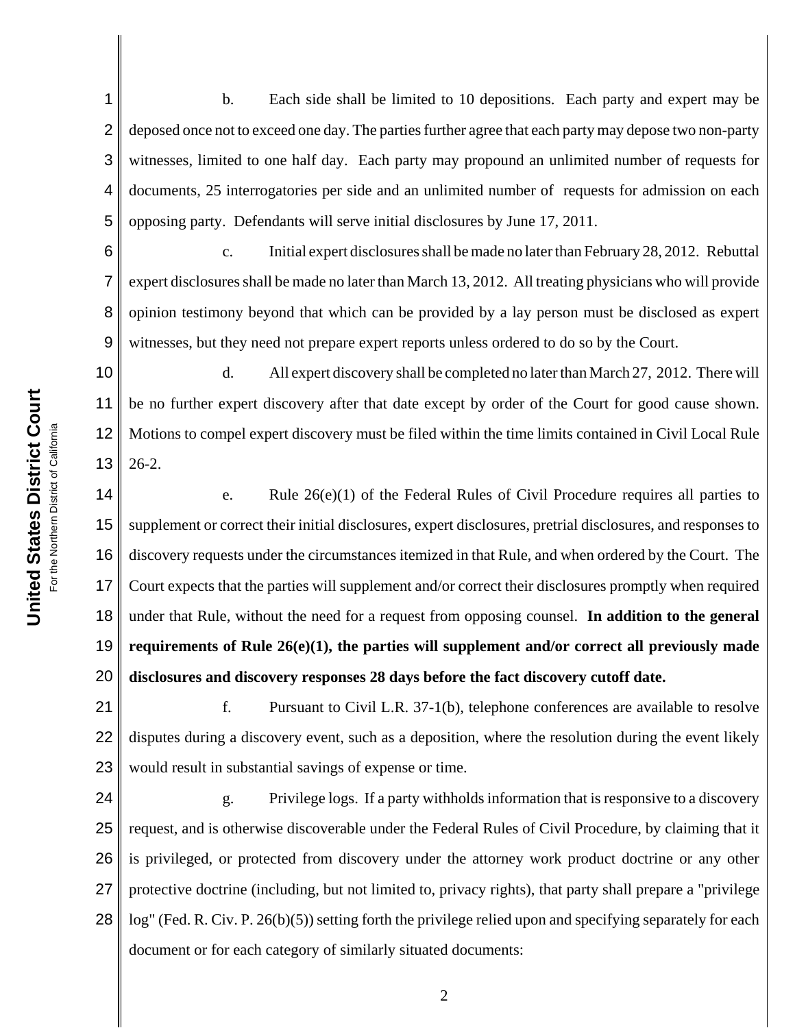b. Each side shall be limited to 10 depositions. Each party and expert may be deposed once not to exceed one day. The parties further agree that each party may depose two non-party witnesses, limited to one half day. Each party may propound an unlimited number of requests for documents, 25 interrogatories per side and an unlimited number of requests for admission on each opposing party. Defendants will serve initial disclosures by June 17, 2011.

c. Initial expert disclosures shall be made no later than February 28, 2012. Rebuttal expert disclosures shall be made no later than March 13, 2012. All treating physicians who will provide opinion testimony beyond that which can be provided by a lay person must be disclosed as expert witnesses, but they need not prepare expert reports unless ordered to do so by the Court.

d. All expert discovery shall be completed no later than March 27, 2012. There will be no further expert discovery after that date except by order of the Court for good cause shown. Motions to compel expert discovery must be filed within the time limits contained in Civil Local Rule 26-2.

e. Rule 26(e)(1) of the Federal Rules of Civil Procedure requires all parties to supplement or correct their initial disclosures, expert disclosures, pretrial disclosures, and responses to discovery requests under the circumstances itemized in that Rule, and when ordered by the Court. The Court expects that the parties will supplement and/or correct their disclosures promptly when required under that Rule, without the need for a request from opposing counsel. **In addition to the general requirements of Rule 26(e)(1), the parties will supplement and/or correct all previously made disclosures and discovery responses 28 days before the fact discovery cutoff date.**

f. Pursuant to Civil L.R. 37-1(b), telephone conferences are available to resolve disputes during a discovery event, such as a deposition, where the resolution during the event likely would result in substantial savings of expense or time.

g. Privilege logs. If a party withholds information that is responsive to a discovery request, and is otherwise discoverable under the Federal Rules of Civil Procedure, by claiming that it is privileged, or protected from discovery under the attorney work product doctrine or any other protective doctrine (including, but not limited to, privacy rights), that party shall prepare a "privilege log" (Fed. R. Civ. P. 26(b)(5)) setting forth the privilege relied upon and specifying separately for each document or for each category of similarly situated documents: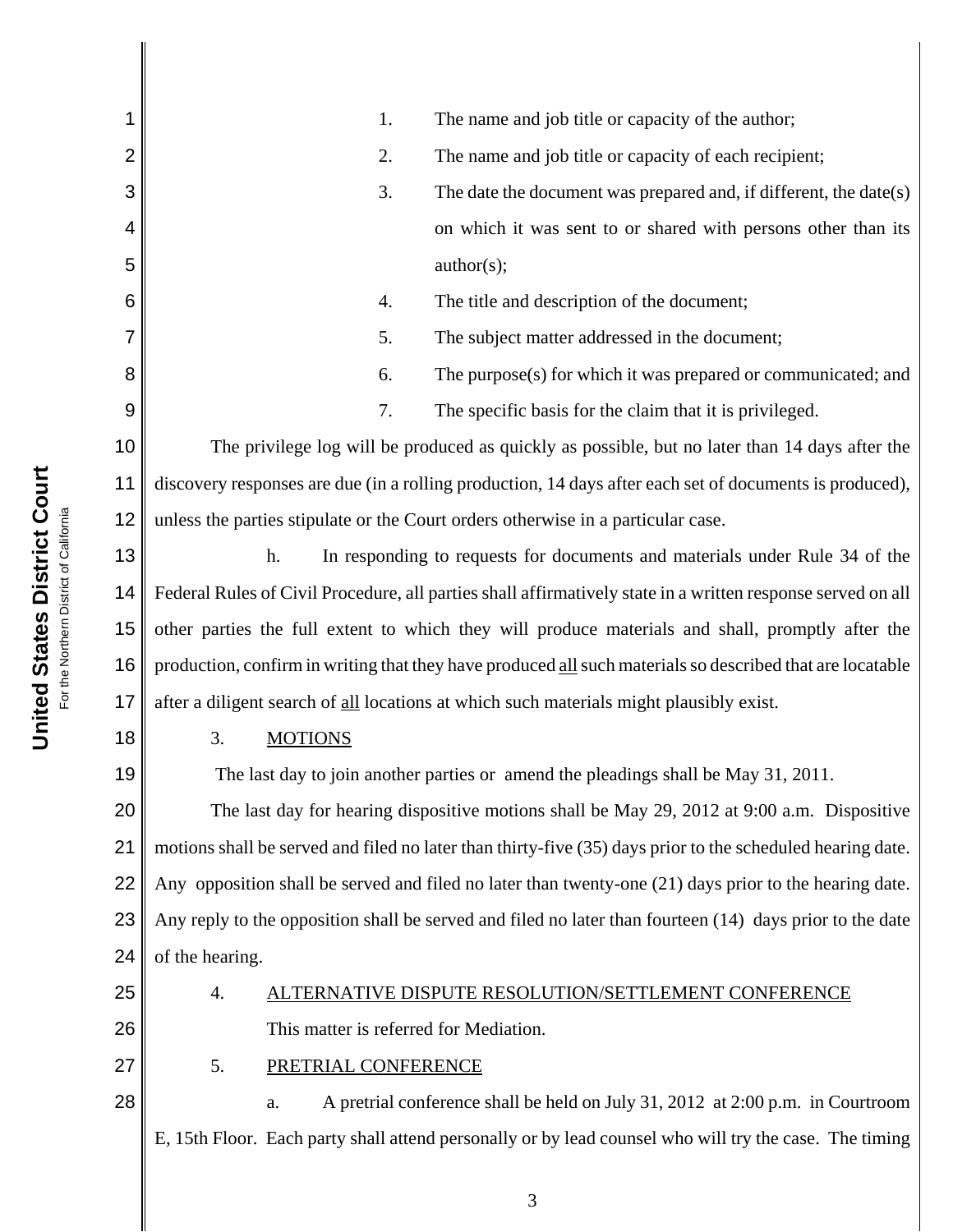1. The name and job title or capacity of the author;
2. The name and job title or capacity of each recipient;
3. The date the document was prepared and, if different, the date(s) on which it was sent to or shared with persons other than its author(s);
4. The title and description of the document;
5. The subject matter addressed in the document;
6. The purpose(s) for which it was prepared or communicated; and
7. The specific basis for the claim that it is privileged.

The privilege log will be produced as quickly as possible, but no later than 14 days after the discovery responses are due (in a rolling production, 14 days after each set of documents is produced), unless the parties stipulate or the Court orders otherwise in a particular case.

h. In responding to requests for documents and materials under Rule 34 of the Federal Rules of Civil Procedure, all parties shall affirmatively state in a written response served on all other parties the full extent to which they will produce materials and shall, promptly after the production, confirm in writing that they have produced all such materials so described that are locatable after a diligent search of all locations at which such materials might plausibly exist.

3. MOTIONS

The last day to join another parties or amend the pleadings shall be May 31, 2011.

The last day for hearing dispositive motions shall be May 29, 2012 at 9:00 a.m. Dispositive motions shall be served and filed no later than thirty-five (35) days prior to the scheduled hearing date. Any opposition shall be served and filed no later than twenty-one (21) days prior to the hearing date. Any reply to the opposition shall be served and filed no later than fourteen (14) days prior to the date of the hearing.

4. ALTERNATIVE DISPUTE RESOLUTION/SETTLEMENT CONFERENCE

This matter is referred for Mediation.

5. PRETRIAL CONFERENCE

a. A pretrial conference shall be held on July 31, 2012 at 2:00 p.m. in Courtroom E, 15th Floor. Each party shall attend personally or by lead counsel who will try the case. The timing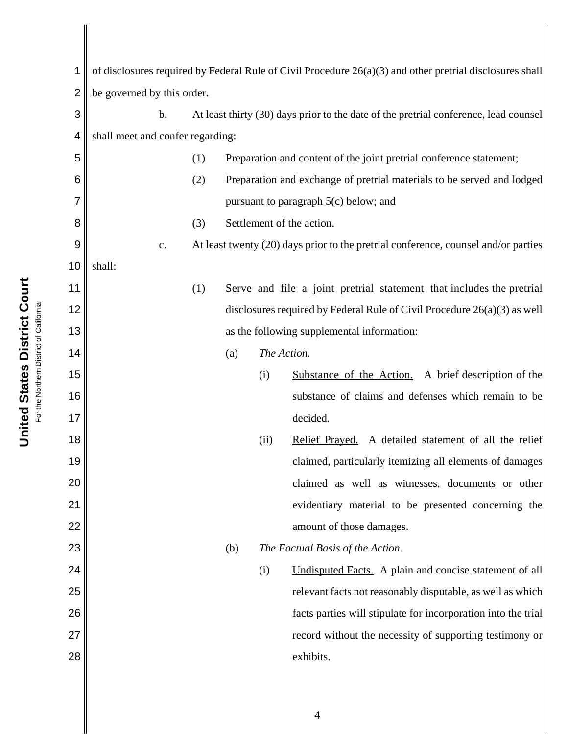of disclosures required by Federal Rule of Civil Procedure 26(a)(3) and other pretrial disclosures shall be governed by this order.

b. At least thirty (30) days prior to the date of the pretrial conference, lead counsel shall meet and confer regarding:

(1) Preparation and content of the joint pretrial conference statement;

(2) Preparation and exchange of pretrial materials to be served and lodged pursuant to paragraph 5(c) below; and

(3) Settlement of the action.

c. At least twenty (20) days prior to the pretrial conference, counsel and/or parties shall:

(1) Serve and file a joint pretrial statement that includes the pretrial disclosures required by Federal Rule of Civil Procedure 26(a)(3) as well as the following supplemental information:

(a) *The Action.*

(i) Substance of the Action. A brief description of the substance of claims and defenses which remain to be decided.

(ii) Relief Prayed. A detailed statement of all the relief claimed, particularly itemizing all elements of damages claimed as well as witnesses, documents or other evidentiary material to be presented concerning the amount of those damages.

(b) *The Factual Basis of the Action.*

(i) Undisputed Facts. A plain and concise statement of all relevant facts not reasonably disputable, as well as which facts parties will stipulate for incorporation into the trial record without the necessity of supporting testimony or exhibits.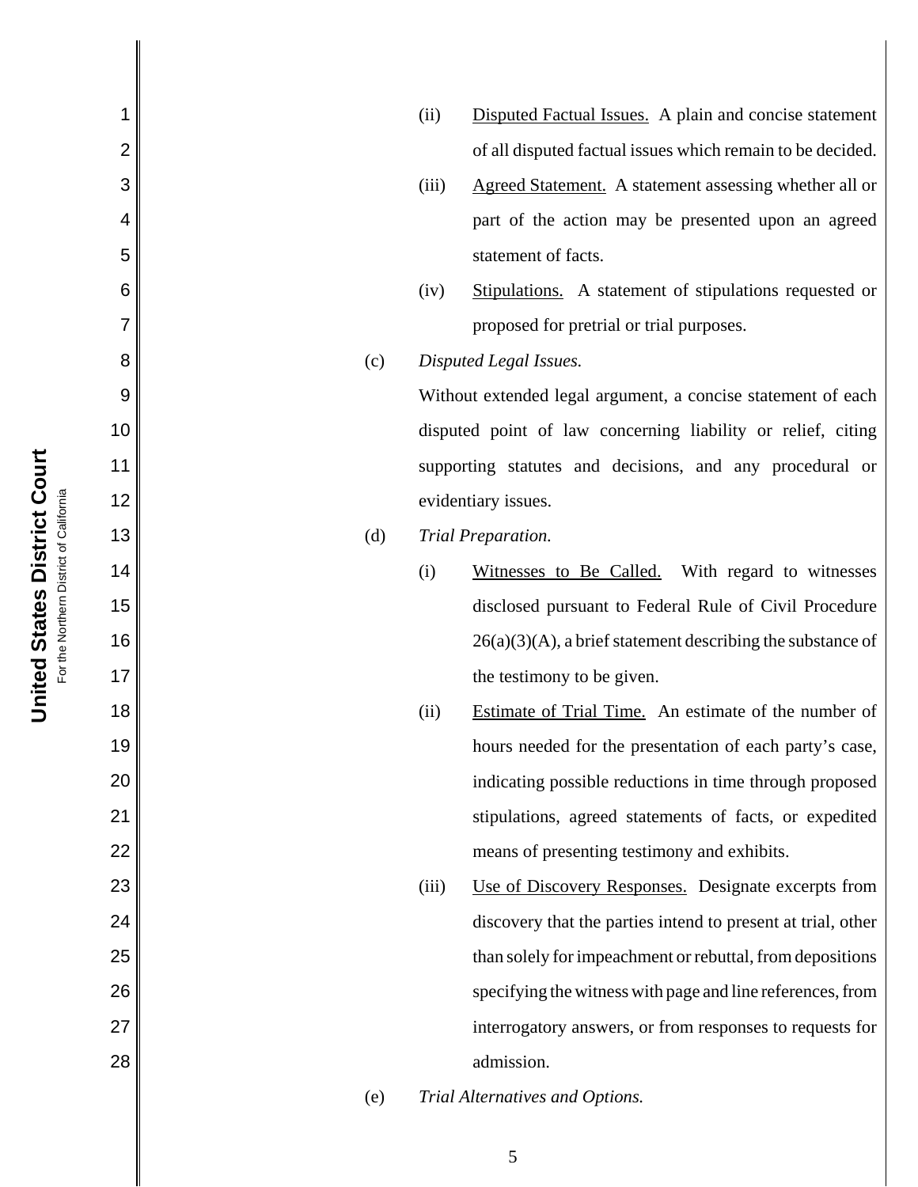(ii) Disputed Factual Issues. A plain and concise statement of all disputed factual issues which remain to be decided.

(iii) Agreed Statement. A statement assessing whether all or part of the action may be presented upon an agreed statement of facts.

(iv) Stipulations. A statement of stipulations requested or proposed for pretrial or trial purposes.

(c) *Disputed Legal Issues.*

Without extended legal argument, a concise statement of each disputed point of law concerning liability or relief, citing supporting statutes and decisions, and any procedural or evidentiary issues.

(d) *Trial Preparation.*

(i) Witnesses to Be Called. With regard to witnesses disclosed pursuant to Federal Rule of Civil Procedure 26(a)(3)(A), a brief statement describing the substance of the testimony to be given.

(ii) Estimate of Trial Time. An estimate of the number of hours needed for the presentation of each party's case, indicating possible reductions in time through proposed stipulations, agreed statements of facts, or expedited means of presenting testimony and exhibits.

(iii) Use of Discovery Responses. Designate excerpts from discovery that the parties intend to present at trial, other than solely for impeachment or rebuttal, from depositions specifying the witness with page and line references, from interrogatory answers, or from responses to requests for admission.

(e) *Trial Alternatives and Options.*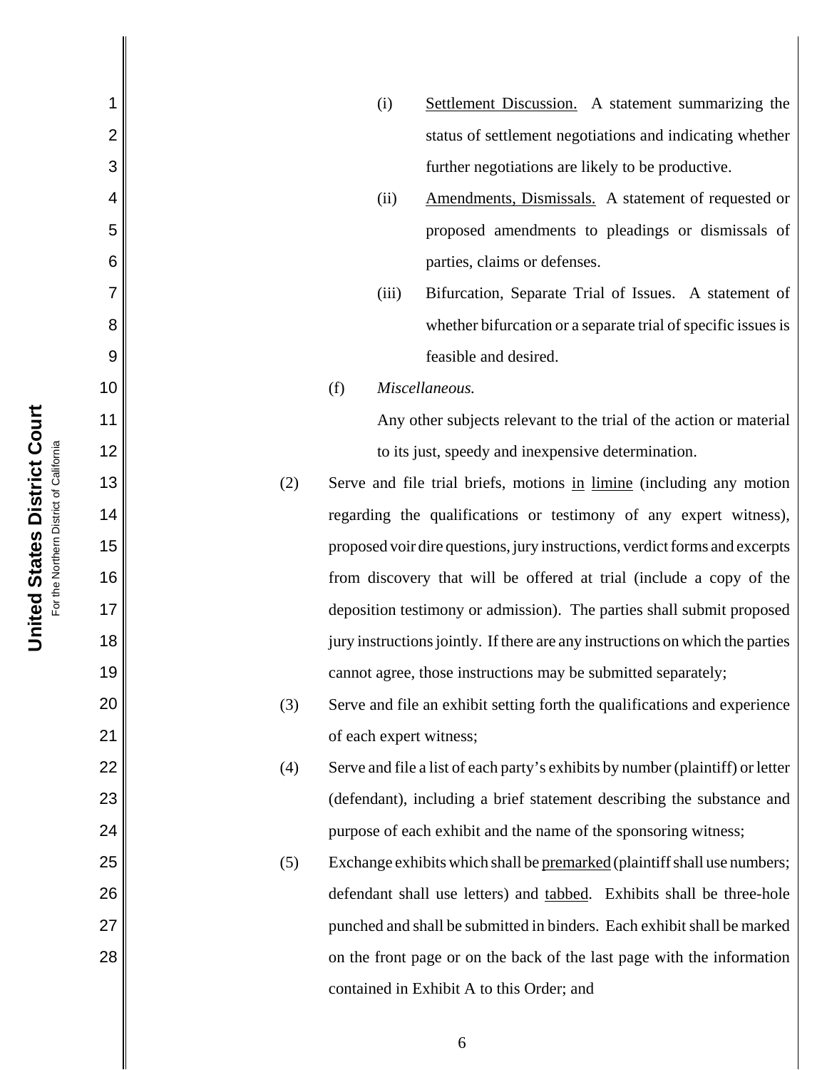(i) Settlement Discussion. A statement summarizing the status of settlement negotiations and indicating whether further negotiations are likely to be productive.

(ii) Amendments, Dismissals. A statement of requested or proposed amendments to pleadings or dismissals of parties, claims or defenses.

(iii) Bifurcation, Separate Trial of Issues. A statement of whether bifurcation or a separate trial of specific issues is feasible and desired.

(f) *Miscellaneous.*

Any other subjects relevant to the trial of the action or material to its just, speedy and inexpensive determination.

(2) Serve and file trial briefs, motions in limine (including any motion regarding the qualifications or testimony of any expert witness), proposed voir dire questions, jury instructions, verdict forms and excerpts from discovery that will be offered at trial (include a copy of the deposition testimony or admission). The parties shall submit proposed jury instructions jointly. If there are any instructions on which the parties cannot agree, those instructions may be submitted separately;

(3) Serve and file an exhibit setting forth the qualifications and experience of each expert witness;

(4) Serve and file a list of each party's exhibits by number (plaintiff) or letter (defendant), including a brief statement describing the substance and purpose of each exhibit and the name of the sponsoring witness;

(5) Exchange exhibits which shall be premarked (plaintiff shall use numbers; defendant shall use letters) and tabbed. Exhibits shall be three-hole punched and shall be submitted in binders. Each exhibit shall be marked on the front page or on the back of the last page with the information contained in Exhibit A to this Order; and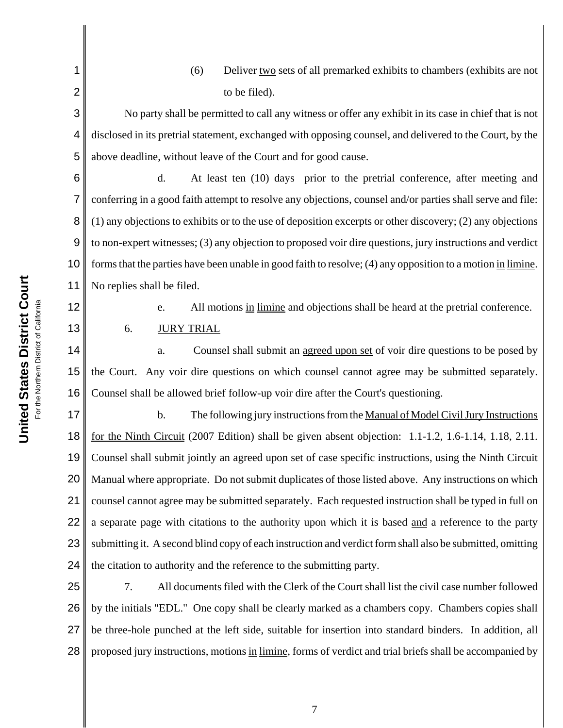(6) Deliver two sets of all premarked exhibits to chambers (exhibits are not to be filed).

No party shall be permitted to call any witness or offer any exhibit in its case in chief that is not disclosed in its pretrial statement, exchanged with opposing counsel, and delivered to the Court, by the above deadline, without leave of the Court and for good cause.

d. At least ten (10) days prior to the pretrial conference, after meeting and conferring in a good faith attempt to resolve any objections, counsel and/or parties shall serve and file: (1) any objections to exhibits or to the use of deposition excerpts or other discovery; (2) any objections to non-expert witnesses; (3) any objection to proposed voir dire questions, jury instructions and verdict forms that the parties have been unable in good faith to resolve; (4) any opposition to a motion in limine. No replies shall be filed.

e. All motions in limine and objections shall be heard at the pretrial conference.

6. JURY TRIAL

a. Counsel shall submit an agreed upon set of voir dire questions to be posed by the Court. Any voir dire questions on which counsel cannot agree may be submitted separately. Counsel shall be allowed brief follow-up voir dire after the Court's questioning.

b. The following jury instructions from the Manual of Model Civil Jury Instructions for the Ninth Circuit (2007 Edition) shall be given absent objection: 1.1-1.2, 1.6-1.14, 1.18, 2.11. Counsel shall submit jointly an agreed upon set of case specific instructions, using the Ninth Circuit Manual where appropriate. Do not submit duplicates of those listed above. Any instructions on which counsel cannot agree may be submitted separately. Each requested instruction shall be typed in full on a separate page with citations to the authority upon which it is based and a reference to the party submitting it. A second blind copy of each instruction and verdict form shall also be submitted, omitting the citation to authority and the reference to the submitting party.

7. All documents filed with the Clerk of the Court shall list the civil case number followed by the initials "EDL." One copy shall be clearly marked as a chambers copy. Chambers copies shall be three-hole punched at the left side, suitable for insertion into standard binders. In addition, all proposed jury instructions, motions in limine, forms of verdict and trial briefs shall be accompanied by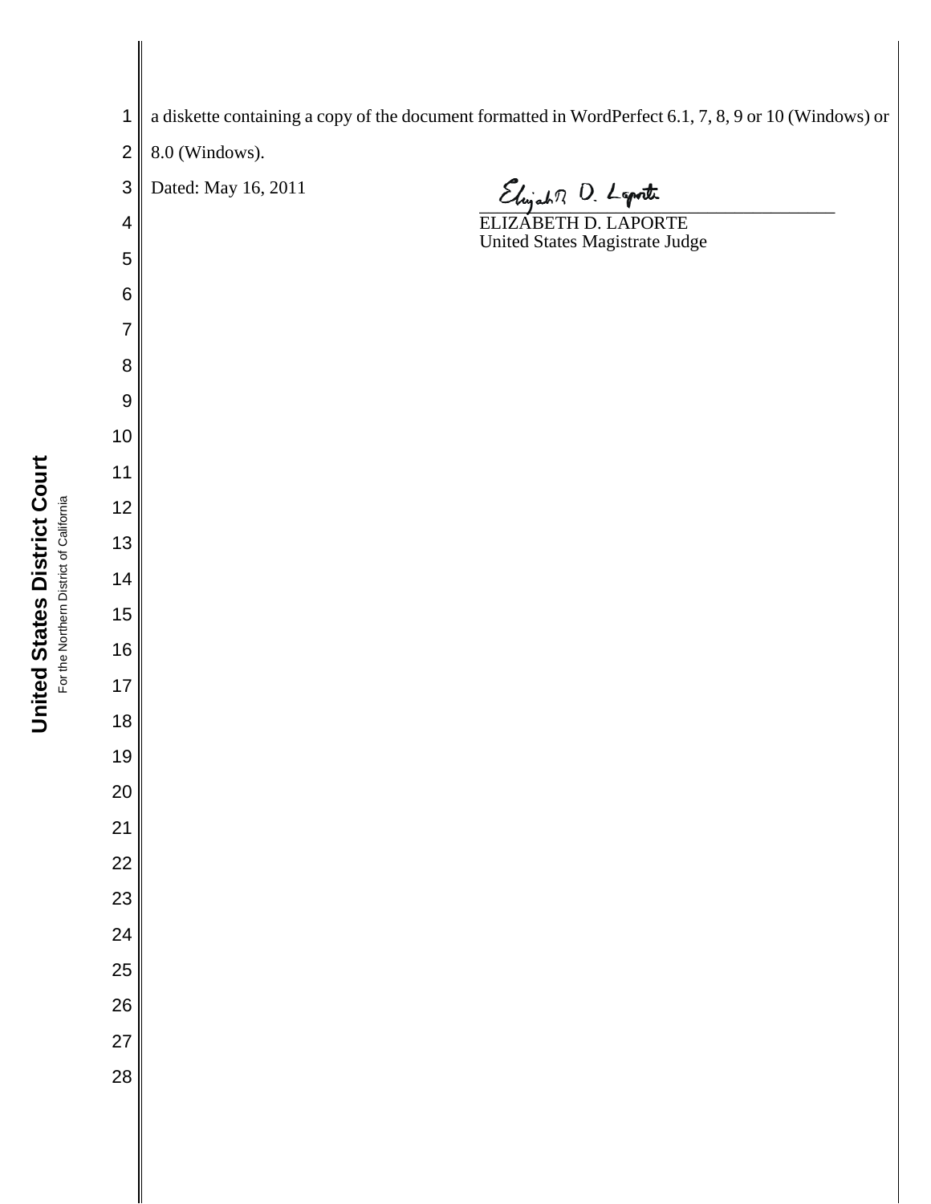a diskette containing a copy of the document formatted in WordPerfect 6.1, 7, 8, 9 or 10 (Windows) or 8.0 (Windows).

Dated: May 16, 2011

ELIZABETH D. LAPORTE
United States Magistrate Judge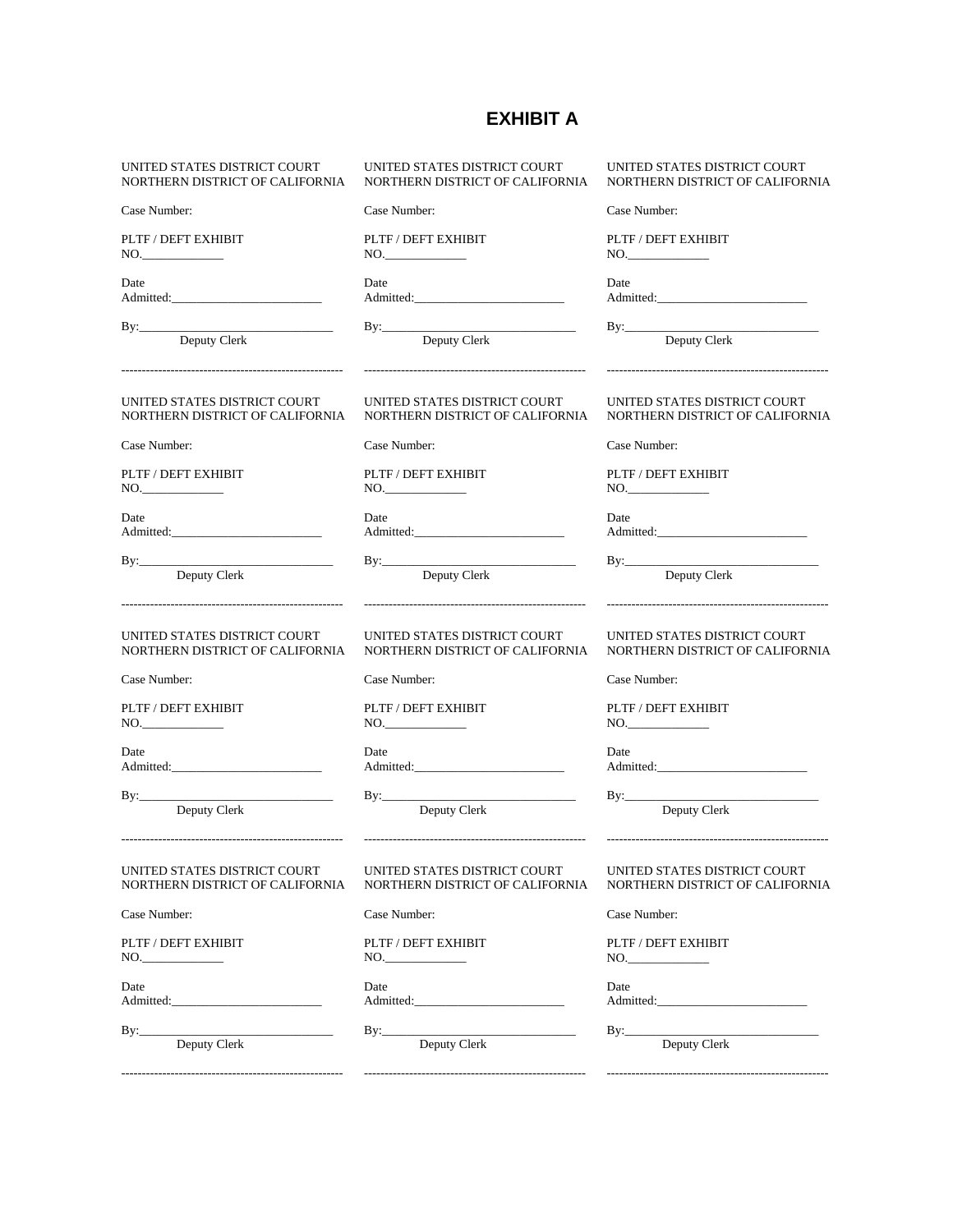# EXHIBIT A

| | | |
|---|---|---|
| UNITED STATES DISTRICT COURT<br>NORTHERN DISTRICT OF CALIFORNIA<br><br>Case Number:<br><br>PLTF / DEFT EXHIBIT<br>NO.____________<br><br>Date<br>Admitted:________________________<br><br>By:_______________________________<br>Deputy Clerk | UNITED STATES DISTRICT COURT<br>NORTHERN DISTRICT OF CALIFORNIA<br><br>Case Number:<br><br>PLTF / DEFT EXHIBIT<br>NO.____________<br><br>Date<br>Admitted:________________________<br><br>By:_______________________________<br>Deputy Clerk | UNITED STATES DISTRICT COURT<br>NORTHERN DISTRICT OF CALIFORNIA<br><br>Case Number:<br><br>PLTF / DEFT EXHIBIT<br>NO.____________<br><br>Date<br>Admitted:________________________<br><br>By:_______________________________<br>Deputy Clerk |
| UNITED STATES DISTRICT COURT<br>NORTHERN DISTRICT OF CALIFORNIA<br><br>Case Number:<br><br>PLTF / DEFT EXHIBIT<br>NO.____________<br><br>Date<br>Admitted:________________________<br><br>By:_______________________________<br>Deputy Clerk | UNITED STATES DISTRICT COURT<br>NORTHERN DISTRICT OF CALIFORNIA<br><br>Case Number:<br><br>PLTF / DEFT EXHIBIT<br>NO.____________<br><br>Date<br>Admitted:________________________<br><br>By:_______________________________<br>Deputy Clerk | UNITED STATES DISTRICT COURT<br>NORTHERN DISTRICT OF CALIFORNIA<br><br>Case Number:<br><br>PLTF / DEFT EXHIBIT<br>NO.____________<br><br>Date<br>Admitted:________________________<br><br>By:_______________________________<br>Deputy Clerk |
| UNITED STATES DISTRICT COURT<br>NORTHERN DISTRICT OF CALIFORNIA<br><br>Case Number:<br><br>PLTF / DEFT EXHIBIT<br>NO.____________<br><br>Date<br>Admitted:________________________<br><br>By:_______________________________<br>Deputy Clerk | UNITED STATES DISTRICT COURT<br>NORTHERN DISTRICT OF CALIFORNIA<br><br>Case Number:<br><br>PLTF / DEFT EXHIBIT<br>NO.____________<br><br>Date<br>Admitted:________________________<br><br>By:_______________________________<br>Deputy Clerk | UNITED STATES DISTRICT COURT<br>NORTHERN DISTRICT OF CALIFORNIA<br><br>Case Number:<br><br>PLTF / DEFT EXHIBIT<br>NO.____________<br><br>Date<br>Admitted:________________________<br><br>By:_______________________________<br>Deputy Clerk |
| UNITED STATES DISTRICT COURT<br>NORTHERN DISTRICT OF CALIFORNIA<br><br>Case Number:<br><br>PLTF / DEFT EXHIBIT<br>NO.____________<br><br>Date<br>Admitted:________________________<br><br>By:_______________________________<br>Deputy Clerk | UNITED STATES DISTRICT COURT<br>NORTHERN DISTRICT OF CALIFORNIA<br><br>Case Number:<br><br>PLTF / DEFT EXHIBIT<br>NO.____________<br><br>Date<br>Admitted:________________________<br><br>By:_______________________________<br>Deputy Clerk | UNITED STATES DISTRICT COURT<br>NORTHERN DISTRICT OF CALIFORNIA<br><br>Case Number:<br><br>PLTF / DEFT EXHIBIT<br>NO.____________<br><br>Date<br>Admitted:________________________<br><br>By:_______________________________<br>Deputy Clerk |